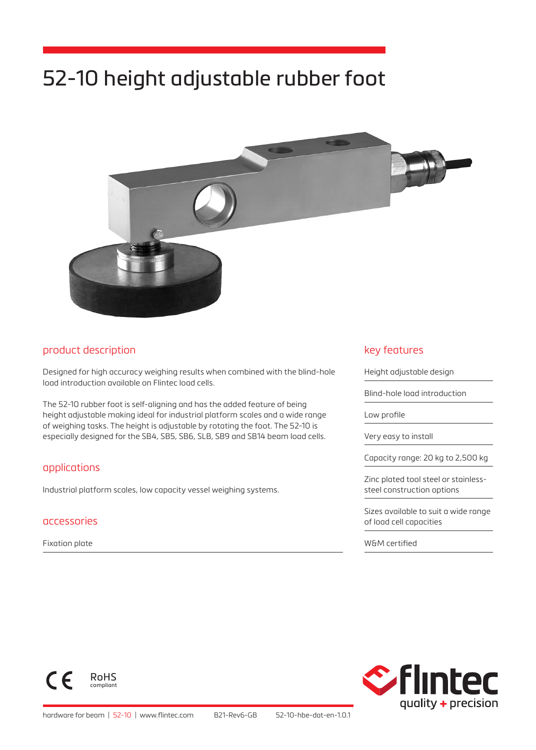# 52-10 height adjustable rubber foot

## product description

Designed for high accuracy weighing results when combined with the blind-hole load introduction available on Flintec load cells.

The 52-10 rubber foot is self-aligning and has the added feature of being height adjustable making ideal for industrial platform scales and a wide range of weighing tasks. The height is adjustable by rotating the foot. The 52-10 is especially designed for the SB4, SB5, SB6, SLB, SB9 and SB14 beam load cells.

## applications

Industrial platform scales, low capacity vessel weighing systems.

## accessories

Fixation plate

## key features

- Height adjustable design
- Blind-hole load introduction
- Low profile
- Very easy to install
- Capacity range: 20 kg to 2,500 kg
- Zinc plated tool steel or stainless-steel construction options
- Sizes available to suit a wide range of load cell capacities
- W&M certified

CE RoHS compliant

hardware for beam | 52-10 | www.flintec.com B21-Rev6-GB 52-10-hbe-dat-en-1.0.1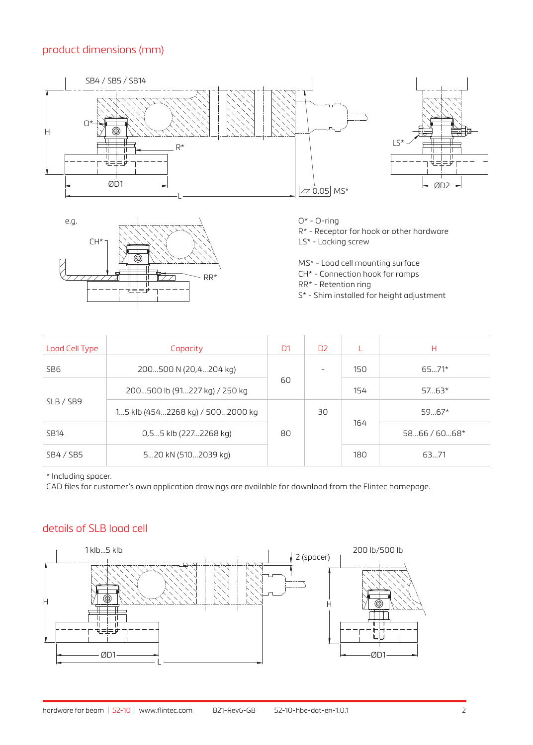## product dimensions (mm)

SB4 / SB5 / SB14

O* - O-ring
R* - Receptor for hook or other hardware
LS* - Locking screw

MS* - Load cell mounting surface
CH* - Connection hook for ramps
RR* - Retention ring
S* - Shim installed for height adjustment

| Load Cell Type | Capacity | D1 | D2 | L | H |
|---|---|---|---|---|---|
| SB6 | 200...500 N (20,4...204 kg) | 60 | - | 150 | 65...71* |
| SLB / SB9 | 200...500 lb (91...227 kg) / 250 kg | | | 154 | 57...63* |
| | 1...5 klb (454...2268 kg) / 500...2000 kg | 80 | 30 | 164 | 59...67* |
| SB14 | 0,5...5 klb (227...2268 kg) | | | | 58...66 / 60...68* |
| SB4 / SB5 | 5...20 kN (510...2039 kg) | | | 180 | 63...71 |

\* Including spacer.
CAD files for customer's own application drawings are available for download from the Flintec homepage.

## details of SLB load cell

1 klb...5 klb

2 (spacer)

200 lb/500 lb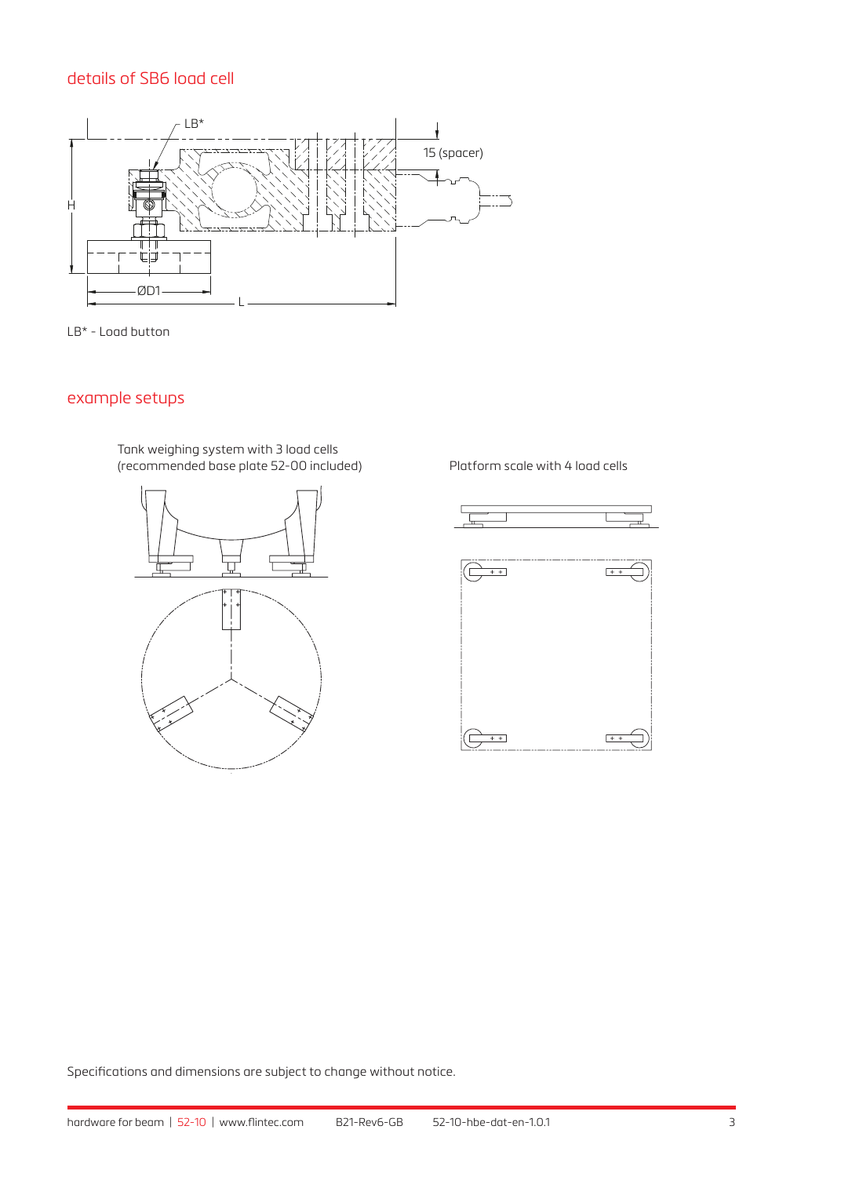## details of SB6 load cell

LB*

15 (spacer)

H

ØD1

L

LB* - Load button

## example setups

Tank weighing system with 3 load cells
(recommended base plate 52-00 included)

Platform scale with 4 load cells

Specifications and dimensions are subject to change without notice.